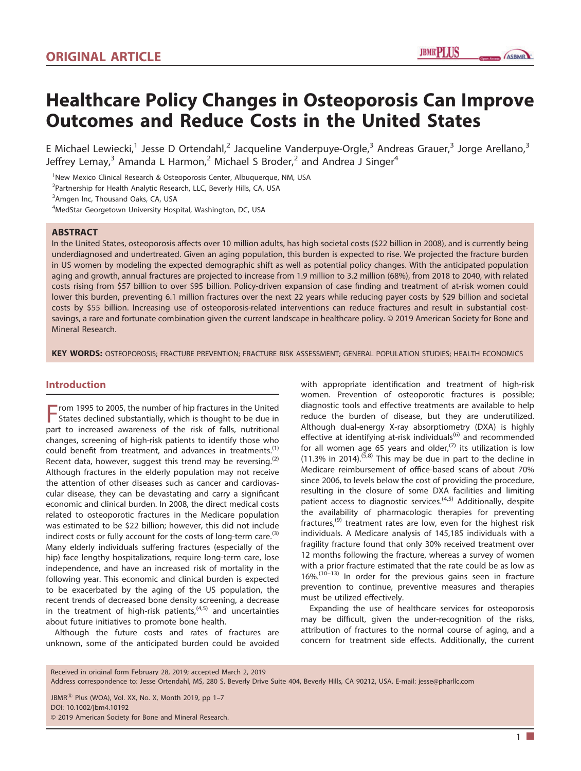ORIGINAL ARTICLE

# Healthcare Policy Changes in Osteoporosis Can Improve Outcomes and Reduce Costs in the United States

E Michael Lewiecki,[1] Jesse D Ortendahl,[2] Jacqueline Vanderpuye-Orgle,[3] Andreas Grauer,[3] Jorge Arellano,[3] Jeffrey Lemay,[3] Amanda L Harmon,[2] Michael S Broder,[2] and Andrea J Singer[4]

[1]New Mexico Clinical Research & Osteoporosis Center, Albuquerque, NM, USA
[2]Partnership for Health Analytic Research, LLC, Beverly Hills, CA, USA
[3]Amgen Inc, Thousand Oaks, CA, USA
[4]MedStar Georgetown University Hospital, Washington, DC, USA

## ABSTRACT

In the United States, osteoporosis affects over 10 million adults, has high societal costs ($22 billion in 2008), and is currently being underdiagnosed and undertreated. Given an aging population, this burden is expected to rise. We projected the fracture burden in US women by modeling the expected demographic shift as well as potential policy changes. With the anticipated population aging and growth, annual fractures are projected to increase from 1.9 million to 3.2 million (68%), from 2018 to 2040, with related costs rising from $57 billion to over $95 billion. Policy-driven expansion of case finding and treatment of at-risk women could lower this burden, preventing 6.1 million fractures over the next 22 years while reducing payer costs by $29 billion and societal costs by $55 billion. Increasing use of osteoporosis-related interventions can reduce fractures and result in substantial cost-savings, a rare and fortunate combination given the current landscape in healthcare policy. © 2019 American Society for Bone and Mineral Research.

**KEY WORDS:** OSTEOPOROSIS; FRACTURE PREVENTION; FRACTURE RISK ASSESSMENT; GENERAL POPULATION STUDIES; HEALTH ECONOMICS

## Introduction

From 1995 to 2005, the number of hip fractures in the United States declined substantially, which is thought to be due in part to increased awareness of the risk of falls, nutritional changes, screening of high-risk patients to identify those who could benefit from treatment, and advances in treatments.[1] Recent data, however, suggest this trend may be reversing.[2] Although fractures in the elderly population may not receive the attention of other diseases such as cancer and cardiovascular disease, they can be devastating and carry a significant economic and clinical burden. In 2008, the direct medical costs related to osteoporotic fractures in the Medicare population was estimated to be $22 billion; however, this did not include indirect costs or fully account for the costs of long-term care.[3] Many elderly individuals suffering fractures (especially of the hip) face lengthy hospitalizations, require long-term care, lose independence, and have an increased risk of mortality in the following year. This economic and clinical burden is expected to be exacerbated by the aging of the US population, the recent trends of decreased bone density screening, a decrease in the treatment of high-risk patients,[4,5] and uncertainties about future initiatives to promote bone health.

Although the future costs and rates of fractures are unknown, some of the anticipated burden could be avoided with appropriate identification and treatment of high-risk women. Prevention of osteoporotic fractures is possible; diagnostic tools and effective treatments are available to help reduce the burden of disease, but they are underutilized. Although dual-energy X-ray absorptiometry (DXA) is highly effective at identifying at-risk individuals[6] and recommended for all women age 65 years and older,[7] its utilization is low (11.3% in 2014).[5,8] This may be due in part to the decline in Medicare reimbursement of office-based scans of about 70% since 2006, to levels below the cost of providing the procedure, resulting in the closure of some DXA facilities and limiting patient access to diagnostic services.[4,5] Additionally, despite the availability of pharmacologic therapies for preventing fractures,[9] treatment rates are low, even for the highest risk individuals. A Medicare analysis of 145,185 individuals with a fragility fracture found that only 30% received treatment over 12 months following the fracture, whereas a survey of women with a prior fracture estimated that the rate could be as low as 16%.[10–13] In order for the previous gains seen in fracture prevention to continue, preventive measures and therapies must be utilized effectively.

Expanding the use of healthcare services for osteoporosis may be difficult, given the under-recognition of the risks, attribution of fractures to the normal course of aging, and a concern for treatment side effects. Additionally, the current

Received in original form February 28, 2019; accepted March 2, 2019
Address correspondence to: Jesse Ortendahl, MS, 280 S. Beverly Drive Suite 404, Beverly Hills, CA 90212, USA. E-mail: jesse@pharllc.com

DOI: 10.1002/jbm4.10192
© 2019 American Society for Bone and Mineral Research.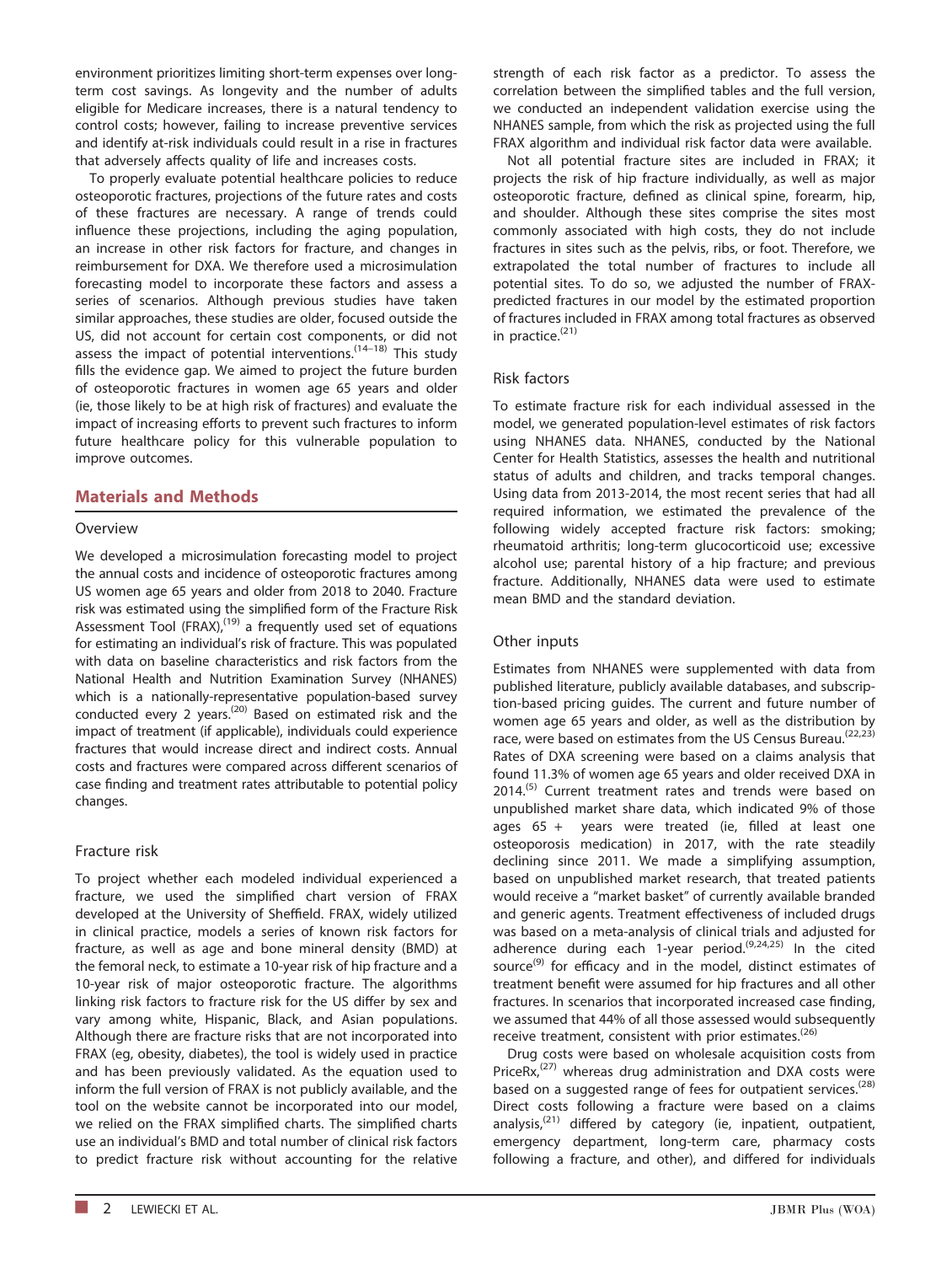environment prioritizes limiting short-term expenses over long-term cost savings. As longevity and the number of adults eligible for Medicare increases, there is a natural tendency to control costs; however, failing to increase preventive services and identify at-risk individuals could result in a rise in fractures that adversely affects quality of life and increases costs.

To properly evaluate potential healthcare policies to reduce osteoporotic fractures, projections of the future rates and costs of these fractures are necessary. A range of trends could influence these projections, including the aging population, an increase in other risk factors for fracture, and changes in reimbursement for DXA. We therefore used a microsimulation forecasting model to incorporate these factors and assess a series of scenarios. Although previous studies have taken similar approaches, these studies are older, focused outside the US, did not account for certain cost components, or did not assess the impact of potential interventions.[14–18] This study fills the evidence gap. We aimed to project the future burden of osteoporotic fractures in women age 65 years and older (ie, those likely to be at high risk of fractures) and evaluate the impact of increasing efforts to prevent such fractures to inform future healthcare policy for this vulnerable population to improve outcomes.

## Materials and Methods

### Overview

We developed a microsimulation forecasting model to project the annual costs and incidence of osteoporotic fractures among US women age 65 years and older from 2018 to 2040. Fracture risk was estimated using the simplified form of the Fracture Risk Assessment Tool (FRAX),[19] a frequently used set of equations for estimating an individual's risk of fracture. This was populated with data on baseline characteristics and risk factors from the National Health and Nutrition Examination Survey (NHANES) which is a nationally-representative population-based survey conducted every 2 years.[20] Based on estimated risk and the impact of treatment (if applicable), individuals could experience fractures that would increase direct and indirect costs. Annual costs and fractures were compared across different scenarios of case finding and treatment rates attributable to potential policy changes.

### Fracture risk

To project whether each modeled individual experienced a fracture, we used the simplified chart version of FRAX developed at the University of Sheffield. FRAX, widely utilized in clinical practice, models a series of known risk factors for fracture, as well as age and bone mineral density (BMD) at the femoral neck, to estimate a 10-year risk of hip fracture and a 10-year risk of major osteoporotic fracture. The algorithms linking risk factors to fracture risk for the US differ by sex and vary among white, Hispanic, Black, and Asian populations. Although there are fracture risks that are not incorporated into FRAX (eg, obesity, diabetes), the tool is widely used in practice and has been previously validated. As the equation used to inform the full version of FRAX is not publicly available, and the tool on the website cannot be incorporated into our model, we relied on the FRAX simplified charts. The simplified charts use an individual's BMD and total number of clinical risk factors to predict fracture risk without accounting for the relative strength of each risk factor as a predictor. To assess the correlation between the simplified tables and the full version, we conducted an independent validation exercise using the NHANES sample, from which the risk as projected using the full FRAX algorithm and individual risk factor data were available.

Not all potential fracture sites are included in FRAX; it projects the risk of hip fracture individually, as well as major osteoporotic fracture, defined as clinical spine, forearm, hip, and shoulder. Although these sites comprise the sites most commonly associated with high costs, they do not include fractures in sites such as the pelvis, ribs, or foot. Therefore, we extrapolated the total number of fractures to include all potential sites. To do so, we adjusted the number of FRAX-predicted fractures in our model by the estimated proportion of fractures included in FRAX among total fractures as observed in practice.[21]

### Risk factors

To estimate fracture risk for each individual assessed in the model, we generated population-level estimates of risk factors using NHANES data. NHANES, conducted by the National Center for Health Statistics, assesses the health and nutritional status of adults and children, and tracks temporal changes. Using data from 2013-2014, the most recent series that had all required information, we estimated the prevalence of the following widely accepted fracture risk factors: smoking; rheumatoid arthritis; long-term glucocorticoid use; excessive alcohol use; parental history of a hip fracture; and previous fracture. Additionally, NHANES data were used to estimate mean BMD and the standard deviation.

### Other inputs

Estimates from NHANES were supplemented with data from published literature, publicly available databases, and subscription-based pricing guides. The current and future number of women age 65 years and older, as well as the distribution by race, were based on estimates from the US Census Bureau.[22,23] Rates of DXA screening were based on a claims analysis that found 11.3% of women age 65 years and older received DXA in 2014.[5] Current treatment rates and trends were based on unpublished market share data, which indicated 9% of those ages 65 + years were treated (ie, filled at least one osteoporosis medication) in 2017, with the rate steadily declining since 2011. We made a simplifying assumption, based on unpublished market research, that treated patients would receive a "market basket" of currently available branded and generic agents. Treatment effectiveness of included drugs was based on a meta-analysis of clinical trials and adjusted for adherence during each 1-year period.[9,24,25] In the cited source[9] for efficacy and in the model, distinct estimates of treatment benefit were assumed for hip fractures and all other fractures. In scenarios that incorporated increased case finding, we assumed that 44% of all those assessed would subsequently receive treatment, consistent with prior estimates.[26]

Drug costs were based on wholesale acquisition costs from PriceRx,[27] whereas drug administration and DXA costs were based on a suggested range of fees for outpatient services.[28] Direct costs following a fracture were based on a claims analysis,[21] differed by category (ie, inpatient, outpatient, emergency department, long-term care, pharmacy costs following a fracture, and other), and differed for individuals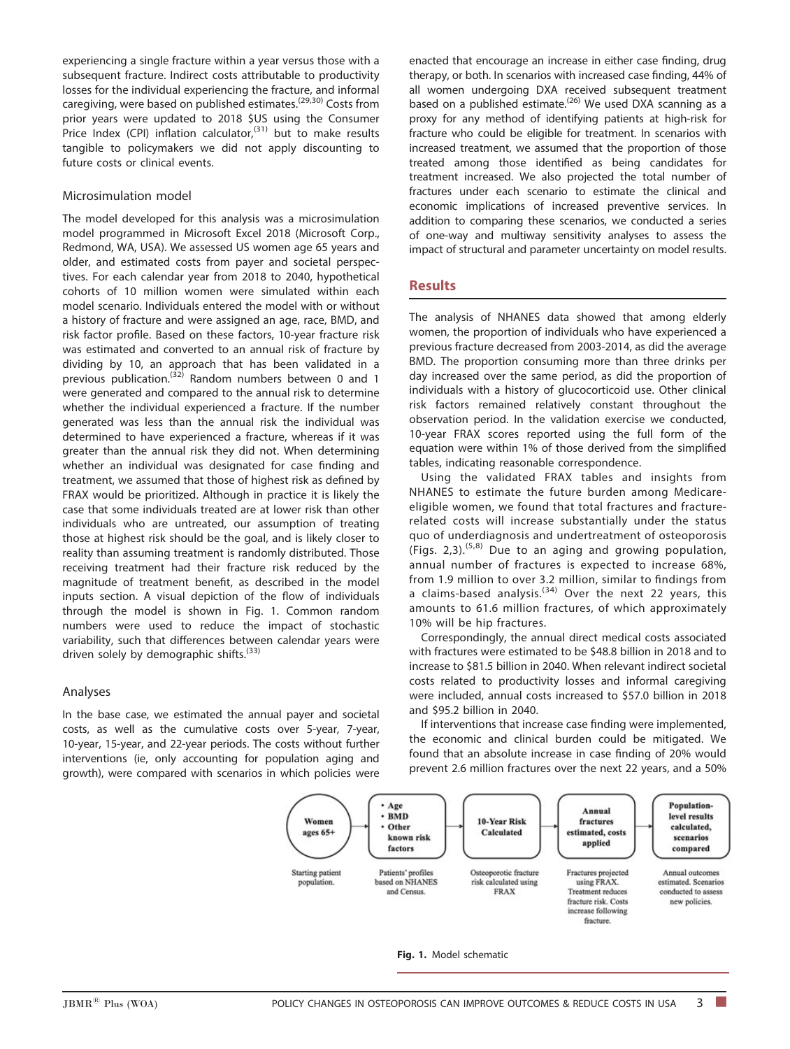experiencing a single fracture within a year versus those with a subsequent fracture. Indirect costs attributable to productivity losses for the individual experiencing the fracture, and informal caregiving, were based on published estimates.[29,30] Costs from prior years were updated to 2018 $US using the Consumer Price Index (CPI) inflation calculator,[31] but to make results tangible to policymakers we did not apply discounting to future costs or clinical events.

### Microsimulation model

The model developed for this analysis was a microsimulation model programmed in Microsoft Excel 2018 (Microsoft Corp., Redmond, WA, USA). We assessed US women age 65 years and older, and estimated costs from payer and societal perspectives. For each calendar year from 2018 to 2040, hypothetical cohorts of 10 million women were simulated within each model scenario. Individuals entered the model with or without a history of fracture and were assigned an age, race, BMD, and risk factor profile. Based on these factors, 10-year fracture risk was estimated and converted to an annual risk of fracture by dividing by 10, an approach that has been validated in a previous publication.[32] Random numbers between 0 and 1 were generated and compared to the annual risk to determine whether the individual experienced a fracture. If the number generated was less than the annual risk the individual was determined to have experienced a fracture, whereas if it was greater than the annual risk they did not. When determining whether an individual was designated for case finding and treatment, we assumed that those of highest risk as defined by FRAX would be prioritized. Although in practice it is likely the case that some individuals treated are at lower risk than other individuals who are untreated, our assumption of treating those at highest risk should be the goal, and is likely closer to reality than assuming treatment is randomly distributed. Those receiving treatment had their fracture risk reduced by the magnitude of treatment benefit, as described in the model inputs section. A visual depiction of the flow of individuals through the model is shown in Fig. 1. Common random numbers were used to reduce the impact of stochastic variability, such that differences between calendar years were driven solely by demographic shifts.[33]

### Analyses

In the base case, we estimated the annual payer and societal costs, as well as the cumulative costs over 5-year, 7-year, 10-year, 15-year, and 22-year periods. The costs without further interventions (ie, only accounting for population aging and growth), were compared with scenarios in which policies were enacted that encourage an increase in either case finding, drug therapy, or both. In scenarios with increased case finding, 44% of all women undergoing DXA received subsequent treatment based on a published estimate.[26] We used DXA scanning as a proxy for any method of identifying patients at high-risk for fracture who could be eligible for treatment. In scenarios with increased treatment, we assumed that the proportion of those treated among those identified as being candidates for treatment increased. We also projected the total number of fractures under each scenario to estimate the clinical and economic implications of increased preventive services. In addition to comparing these scenarios, we conducted a series of one-way and multiway sensitivity analyses to assess the impact of structural and parameter uncertainty on model results.

## Results

The analysis of NHANES data showed that among elderly women, the proportion of individuals who have experienced a previous fracture decreased from 2003-2014, as did the average BMD. The proportion consuming more than three drinks per day increased over the same period, as did the proportion of individuals with a history of glucocorticoid use. Other clinical risk factors remained relatively constant throughout the observation period. In the validation exercise we conducted, 10-year FRAX scores reported using the full form of the equation were within 1% of those derived from the simplified tables, indicating reasonable correspondence.

Using the validated FRAX tables and insights from NHANES to estimate the future burden among Medicare-eligible women, we found that total fractures and fracture-related costs will increase substantially under the status quo of underdiagnosis and undertreatment of osteoporosis (Figs. 2,3).[5,8] Due to an aging and growing population, annual number of fractures is expected to increase 68%, from 1.9 million to over 3.2 million, similar to findings from a claims-based analysis.[34] Over the next 22 years, this amounts to 61.6 million fractures, of which approximately 10% will be hip fractures.

Correspondingly, the annual direct medical costs associated with fractures were estimated to be $48.8 billion in 2018 and to increase to $81.5 billion in 2040. When relevant indirect societal costs related to productivity losses and informal caregiving were included, annual costs increased to $57.0 billion in 2018 and $95.2 billion in 2040.

If interventions that increase case finding were implemented, the economic and clinical burden could be mitigated. We found that an absolute increase in case finding of 20% would prevent 2.6 million fractures over the next 22 years, and a 50%

Women ages 65+ → • Age • BMD • Other known risk factors → 10-Year Risk Calculated → Annual fractures estimated, costs applied → Population-level results calculated, scenarios compared

Starting patient population. | Patients' profiles based on NHANES and Census. | Osteoporotic fracture risk calculated using FRAX | Fractures projected using FRAX. Treatment reduces fracture risk. Costs increase following fracture. | Annual outcomes estimated. Scenarios conducted to assess new policies.

**Fig. 1.** Model schematic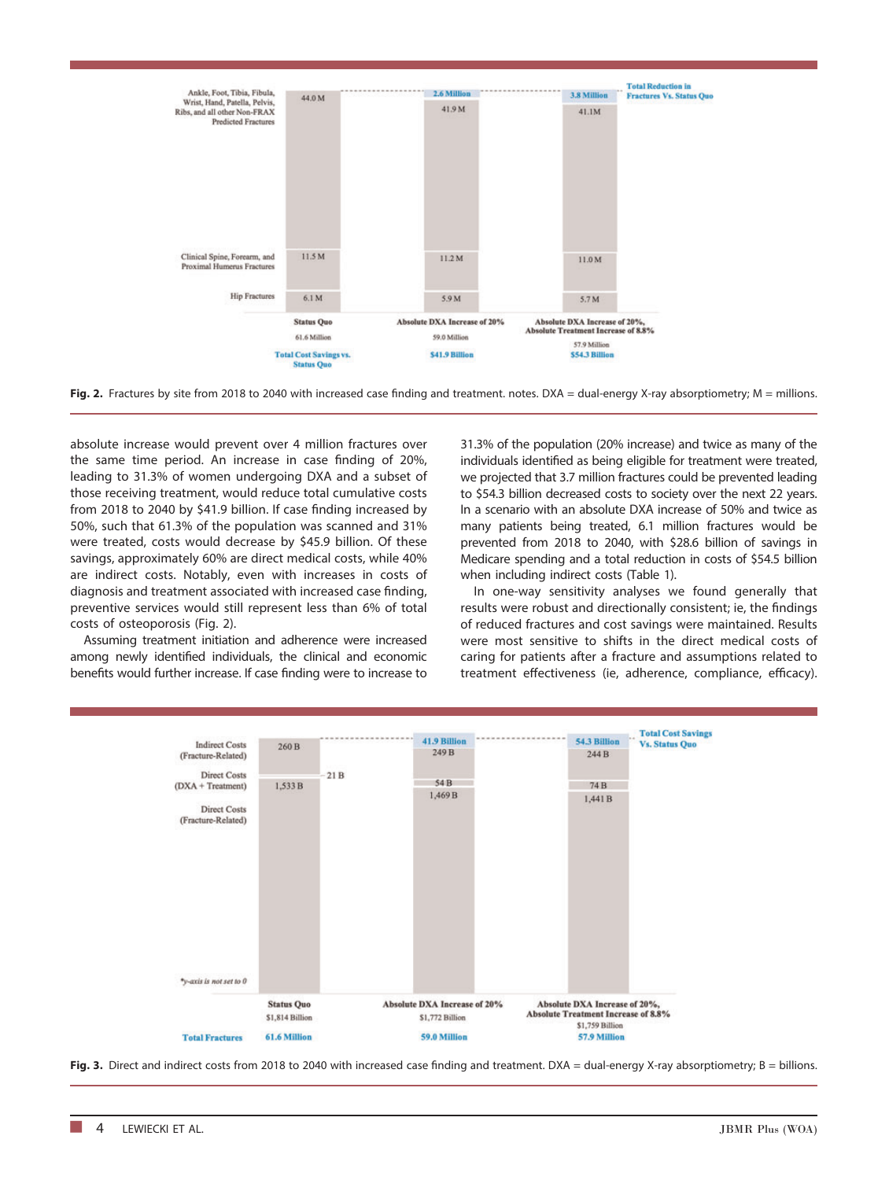Fig. 2. Fractures by site from 2018 to 2040 with increased case finding and treatment. notes. DXA = dual-energy X-ray absorptiometry; M = millions.

absolute increase would prevent over 4 million fractures over the same time period. An increase in case finding of 20%, leading to 31.3% of women undergoing DXA and a subset of those receiving treatment, would reduce total cumulative costs from 2018 to 2040 by \$41.9 billion. If case finding increased by 50%, such that 61.3% of the population was scanned and 31% were treated, costs would decrease by \$45.9 billion. Of these savings, approximately 60% are direct medical costs, while 40% are indirect costs. Notably, even with increases in costs of diagnosis and treatment associated with increased case finding, preventive services would still represent less than 6% of total costs of osteoporosis (Fig. 2).

Assuming treatment initiation and adherence were increased among newly identified individuals, the clinical and economic benefits would further increase. If case finding were to increase to 31.3% of the population (20% increase) and twice as many of the individuals identified as being eligible for treatment were treated, we projected that 3.7 million fractures could be prevented leading to \$54.3 billion decreased costs to society over the next 22 years. In a scenario with an absolute DXA increase of 50% and twice as many patients being treated, 6.1 million fractures would be prevented from 2018 to 2040, with \$28.6 billion of savings in Medicare spending and a total reduction in costs of \$54.5 billion when including indirect costs (Table 1).

In one-way sensitivity analyses we found generally that results were robust and directionally consistent; ie, the findings of reduced fractures and cost savings were maintained. Results were most sensitive to shifts in the direct medical costs of caring for patients after a fracture and assumptions related to treatment effectiveness (ie, adherence, compliance, efficacy).

Fig. 3. Direct and indirect costs from 2018 to 2040 with increased case finding and treatment. DXA = dual-energy X-ray absorptiometry; B = billions.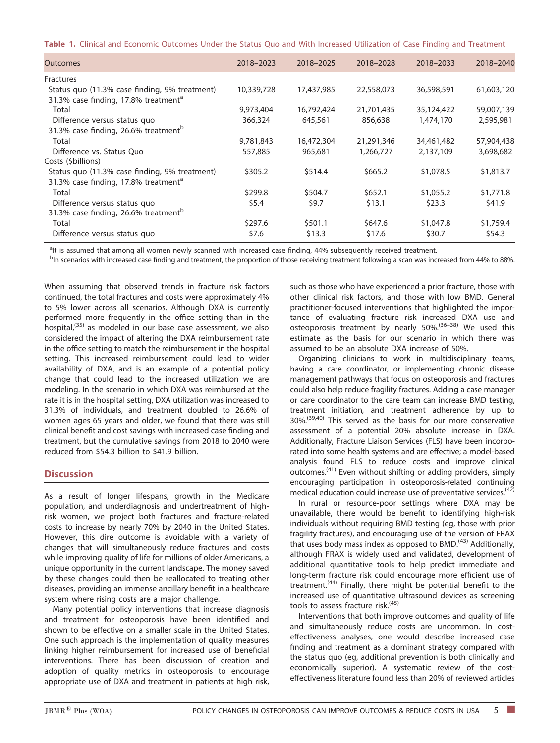**Table 1.** Clinical and Economic Outcomes Under the Status Quo and With Increased Utilization of Case Finding and Treatment

| Outcomes | 2018–2023 | 2018–2025 | 2018–2028 | 2018–2033 | 2018–2040 |
|---|---|---|---|---|---|
| Fractures | | | | | |
| Status quo (11.3% case finding, 9% treatment) | 10,339,728 | 17,437,985 | 22,558,073 | 36,598,591 | 61,603,120 |
| 31.3% case finding, 17.8% treatment[a] | | | | | |
| Total | 9,973,404 | 16,792,424 | 21,701,435 | 35,124,422 | 59,007,139 |
| Difference versus status quo | 366,324 | 645,561 | 856,638 | 1,474,170 | 2,595,981 |
| 31.3% case finding, 26.6% treatment[b] | | | | | |
| Total | 9,781,843 | 16,472,304 | 21,291,346 | 34,461,482 | 57,904,438 |
| Difference vs. Status Quo | 557,885 | 965,681 | 1,266,727 | 2,137,109 | 3,698,682 |
| Costs ($billions) | | | | | |
| Status quo (11.3% case finding, 9% treatment) | $305.2 | $514.4 | $665.2 | $1,078.5 | $1,813.7 |
| 31.3% case finding, 17.8% treatment[a] | | | | | |
| Total | $299.8 | $504.7 | $652.1 | $1,055.2 | $1,771.8 |
| Difference versus status quo | $5.4 | $9.7 | $13.1 | $23.3 | $41.9 |
| 31.3% case finding, 26.6% treatment[b] | | | | | |
| Total | $297.6 | $501.1 | $647.6 | $1,047.8 | $1,759.4 |
| Difference versus status quo | $7.6 | $13.3 | $17.6 | $30.7 | $54.3 |

[a]It is assumed that among all women newly scanned with increased case finding, 44% subsequently received treatment.

[b]In scenarios with increased case finding and treatment, the proportion of those receiving treatment following a scan was increased from 44% to 88%.

When assuming that observed trends in fracture risk factors continued, the total fractures and costs were approximately 4% to 5% lower across all scenarios. Although DXA is currently performed more frequently in the office setting than in the hospital,[35] as modeled in our base case assessment, we also considered the impact of altering the DXA reimbursement rate in the office setting to match the reimbursement in the hospital setting. This increased reimbursement could lead to wider availability of DXA, and is an example of a potential policy change that could lead to the increased utilization we are modeling. In the scenario in which DXA was reimbursed at the rate it is in the hospital setting, DXA utilization was increased to 31.3% of individuals, and treatment doubled to 26.6% of women ages 65 years and older, we found that there was still clinical benefit and cost savings with increased case finding and treatment, but the cumulative savings from 2018 to 2040 were reduced from $54.3 billion to $41.9 billion.

## Discussion

As a result of longer lifespans, growth in the Medicare population, and underdiagnosis and undertreatment of high-risk women, we project both fractures and fracture-related costs to increase by nearly 70% by 2040 in the United States. However, this dire outcome is avoidable with a variety of changes that will simultaneously reduce fractures and costs while improving quality of life for millions of older Americans, a unique opportunity in the current landscape. The money saved by these changes could then be reallocated to treating other diseases, providing an immense ancillary benefit in a healthcare system where rising costs are a major challenge.

Many potential policy interventions that increase diagnosis and treatment for osteoporosis have been identified and shown to be effective on a smaller scale in the United States. One such approach is the implementation of quality measures linking higher reimbursement for increased use of beneficial interventions. There has been discussion of creation and adoption of quality metrics in osteoporosis to encourage appropriate use of DXA and treatment in patients at high risk, such as those who have experienced a prior fracture, those with other clinical risk factors, and those with low BMD. General practitioner-focused interventions that highlighted the importance of evaluating fracture risk increased DXA use and osteoporosis treatment by nearly 50%.[36–38] We used this estimate as the basis for our scenario in which there was assumed to be an absolute DXA increase of 50%.

Organizing clinicians to work in multidisciplinary teams, having a care coordinator, or implementing chronic disease management pathways that focus on osteoporosis and fractures could also help reduce fragility fractures. Adding a case manager or care coordinator to the care team can increase BMD testing, treatment initiation, and treatment adherence by up to 30%.[39,40] This served as the basis for our more conservative assessment of a potential 20% absolute increase in DXA. Additionally, Fracture Liaison Services (FLS) have been incorporated into some health systems and are effective; a model-based analysis found FLS to reduce costs and improve clinical outcomes.[41] Even without shifting or adding providers, simply encouraging participation in osteoporosis-related continuing medical education could increase use of preventative services.[42]

In rural or resource-poor settings where DXA may be unavailable, there would be benefit to identifying high-risk individuals without requiring BMD testing (eg, those with prior fragility fractures), and encouraging use of the version of FRAX that uses body mass index as opposed to BMD.[43] Additionally, although FRAX is widely used and validated, development of additional quantitative tools to help predict immediate and long-term fracture risk could encourage more efficient use of treatment.[44] Finally, there might be potential benefit to the increased use of quantitative ultrasound devices as screening tools to assess fracture risk.[45]

Interventions that both improve outcomes and quality of life and simultaneously reduce costs are uncommon. In cost-effectiveness analyses, one would describe increased case finding and treatment as a dominant strategy compared with the status quo (eg, additional prevention is both clinically and economically superior). A systematic review of the cost-effectiveness literature found less than 20% of reviewed articles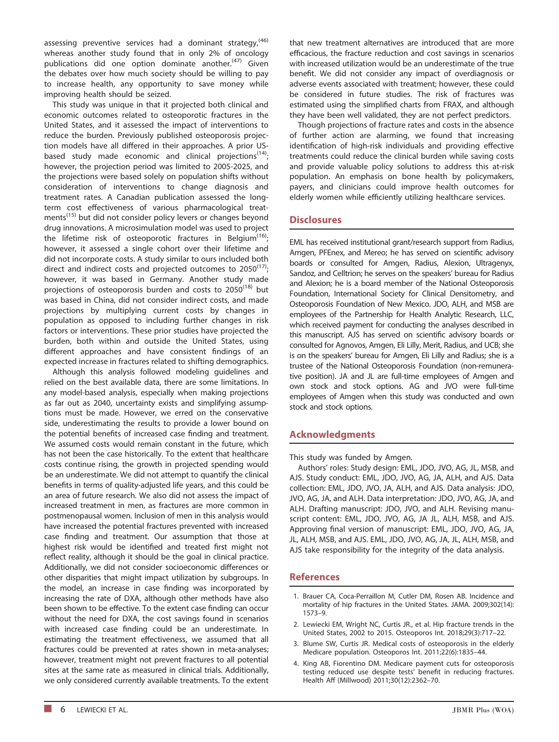assessing preventive services had a dominant strategy,[46] whereas another study found that in only 2% of oncology publications did one option dominate another.[47] Given the debates over how much society should be willing to pay to increase health, any opportunity to save money while improving health should be seized.

This study was unique in that it projected both clinical and economic outcomes related to osteoporotic fractures in the United States, and it assessed the impact of interventions to reduce the burden. Previously published osteoporosis projection models have all differed in their approaches. A prior US-based study made economic and clinical projections[14]; however, the projection period was limited to 2005-2025, and the projections were based solely on population shifts without consideration of interventions to change diagnosis and treatment rates. A Canadian publication assessed the long-term cost effectiveness of various pharmacological treatments[15] but did not consider policy levers or changes beyond drug innovations. A microsimulation model was used to project the lifetime risk of osteoporotic fractures in Belgium[16]; however, it assessed a single cohort over their lifetime and did not incorporate costs. A study similar to ours included both direct and indirect costs and projected outcomes to 2050[17]; however, it was based in Germany. Another study made projections of osteoporosis burden and costs to 2050[18] but was based in China, did not consider indirect costs, and made projections by multiplying current costs by changes in population as opposed to including further changes in risk factors or interventions. These prior studies have projected the burden, both within and outside the United States, using different approaches and have consistent findings of an expected increase in fractures related to shifting demographics.

Although this analysis followed modeling guidelines and relied on the best available data, there are some limitations. In any model-based analysis, especially when making projections as far out as 2040, uncertainty exists and simplifying assumptions must be made. However, we erred on the conservative side, underestimating the results to provide a lower bound on the potential benefits of increased case finding and treatment. We assumed costs would remain constant in the future, which has not been the case historically. To the extent that healthcare costs continue rising, the growth in projected spending would be an underestimate. We did not attempt to quantify the clinical benefits in terms of quality-adjusted life years, and this could be an area of future research. We also did not assess the impact of increased treatment in men, as fractures are more common in postmenopausal women. Inclusion of men in this analysis would have increased the potential fractures prevented with increased case finding and treatment. Our assumption that those at highest risk would be identified and treated first might not reflect reality, although it should be the goal in clinical practice. Additionally, we did not consider socioeconomic differences or other disparities that might impact utilization by subgroups. In the model, an increase in case finding was incorporated by increasing the rate of DXA, although other methods have also been shown to be effective. To the extent case finding can occur without the need for DXA, the cost savings found in scenarios with increased case finding could be an underestimate. In estimating the treatment effectiveness, we assumed that all fractures could be prevented at rates shown in meta-analyses; however, treatment might not prevent fractures to all potential sites at the same rate as measured in clinical trials. Additionally, we only considered currently available treatments. To the extent that new treatment alternatives are introduced that are more efficacious, the fracture reduction and cost savings in scenarios with increased utilization would be an underestimate of the true benefit. We did not consider any impact of overdiagnosis or adverse events associated with treatment; however, these could be considered in future studies. The risk of fractures was estimated using the simplified charts from FRAX, and although they have been well validated, they are not perfect predictors.

Though projections of fracture rates and costs in the absence of further action are alarming, we found that increasing identification of high-risk individuals and providing effective treatments could reduce the clinical burden while saving costs and provide valuable policy solutions to address this at-risk population. An emphasis on bone health by policymakers, payers, and clinicians could improve health outcomes for elderly women while efficiently utilizing healthcare services.

## Disclosures

EML has received institutional grant/research support from Radius, Amgen, PFEnex, and Mereo; he has served on scientific advisory boards or consulted for Amgen, Radius, Alexion, Ultragenyx, Sandoz, and Celltrion; he serves on the speakers' bureau for Radius and Alexion; he is a board member of the National Osteoporosis Foundation, International Society for Clinical Densitometry, and Osteoporosis Foundation of New Mexico. JDO, ALH, and MSB are employees of the Partnership for Health Analytic Research, LLC, which received payment for conducting the analyses described in this manuscript. AJS has served on scientific advisory boards or consulted for Agnovos, Amgen, Eli Lilly, Merit, Radius, and UCB; she is on the speakers' bureau for Amgen, Eli Lilly and Radius; she is a trustee of the National Osteoporosis Foundation (non-remunerative position). JA and JL are full-time employees of Amgen and own stock and stock options. AG and JVO were full-time employees of Amgen when this study was conducted and own stock and stock options.

## Acknowledgments

This study was funded by Amgen.

Authors' roles: Study design: EML, JDO, JVO, AG, JL, MSB, and AJS. Study conduct: EML, JDO, JVO, AG, JA, ALH, and AJS. Data collection: EML, JDO, JVO, JA, ALH, and AJS. Data analysis: JDO, JVO, AG, JA, and ALH. Data interpretation: JDO, JVO, AG, JA, and ALH. Drafting manuscript: JDO, JVO, and ALH. Revising manuscript content: EML, JDO, JVO, AG, JA JL, ALH, MSB, and AJS. Approving final version of manuscript: EML, JDO, JVO, AG, JA, JL, ALH, MSB, and AJS. EML, JDO, JVO, AG, JA, JL, ALH, MSB, and AJS take responsibility for the integrity of the data analysis.

## References

1. Brauer CA, Coca-Perraillon M, Cutler DM, Rosen AB. Incidence and mortality of hip fractures in the United States. JAMA. 2009;302(14):1573–9.
2. Lewiecki EM, Wright NC, Curtis JR., et al. Hip fracture trends in the United States, 2002 to 2015. Osteoporos Int. 2018;29(3):717–22.
3. Blume SW, Curtis JR. Medical costs of osteoporosis in the elderly Medicare population. Osteoporos Int. 2011;22(6):1835–44.
4. King AB, Fiorentino DM. Medicare payment cuts for osteoporosis testing reduced use despite tests' benefit in reducing fractures. Health Aff (Millwood) 2011;30(12):2362–70.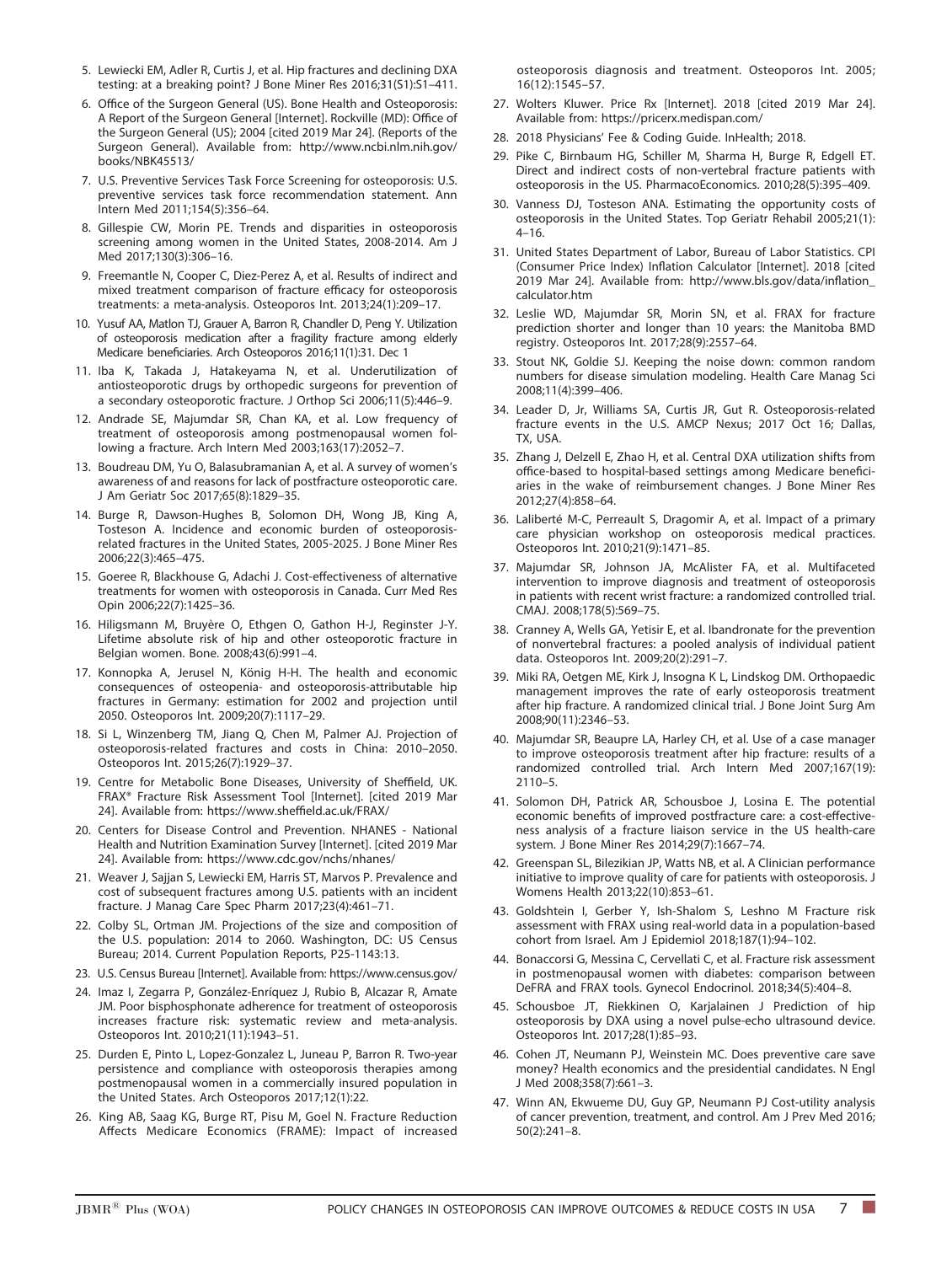5. Lewiecki EM, Adler R, Curtis J, et al. Hip fractures and declining DXA testing: at a breaking point? J Bone Miner Res 2016;31(S1):S1–411.
6. Office of the Surgeon General (US). Bone Health and Osteoporosis: A Report of the Surgeon General [Internet]. Rockville (MD): Office of the Surgeon General (US); 2004 [cited 2019 Mar 24]. (Reports of the Surgeon General). Available from: http://www.ncbi.nlm.nih.gov/books/NBK45513/
7. U.S. Preventive Services Task Force Screening for osteoporosis: U.S. preventive services task force recommendation statement. Ann Intern Med 2011;154(5):356–64.
8. Gillespie CW, Morin PE. Trends and disparities in osteoporosis screening among women in the United States, 2008-2014. Am J Med 2017;130(3):306–16.
9. Freemantle N, Cooper C, Diez-Perez A, et al. Results of indirect and mixed treatment comparison of fracture efficacy for osteoporosis treatments: a meta-analysis. Osteoporos Int. 2013;24(1):209–17.
10. Yusuf AA, Matlon TJ, Grauer A, Barron R, Chandler D, Peng Y. Utilization of osteoporosis medication after a fragility fracture among elderly Medicare beneficiaries. Arch Osteoporos 2016;11(1):31. Dec 1
11. Iba K, Takada J, Hatakeyama N, et al. Underutilization of antiosteoporotic drugs by orthopedic surgeons for prevention of a secondary osteoporotic fracture. J Orthop Sci 2006;11(5):446–9.
12. Andrade SE, Majumdar SR, Chan KA, et al. Low frequency of treatment of osteoporosis among postmenopausal women following a fracture. Arch Intern Med 2003;163(17):2052–7.
13. Boudreau DM, Yu O, Balasubramanian A, et al. A survey of women's awareness of and reasons for lack of postfracture osteoporotic care. J Am Geriatr Soc 2017;65(8):1829–35.
14. Burge R, Dawson-Hughes B, Solomon DH, Wong JB, King A, Tosteson A. Incidence and economic burden of osteoporosis-related fractures in the United States, 2005-2025. J Bone Miner Res 2006;22(3):465–475.
15. Goeree R, Blackhouse G, Adachi J. Cost-effectiveness of alternative treatments for women with osteoporosis in Canada. Curr Med Res Opin 2006;22(7):1425–36.
16. Hiligsmann M, Bruyère O, Ethgen O, Gathon H-J, Reginster J-Y. Lifetime absolute risk of hip and other osteoporotic fracture in Belgian women. Bone. 2008;43(6):991–4.
17. Konnopka A, Jerusel N, König H-H. The health and economic consequences of osteopenia- and osteoporosis-attributable hip fractures in Germany: estimation for 2002 and projection until 2050. Osteoporos Int. 2009;20(7):1117–29.
18. Si L, Winzenberg TM, Jiang Q, Chen M, Palmer AJ. Projection of osteoporosis-related fractures and costs in China: 2010–2050. Osteoporos Int. 2015;26(7):1929–37.
19. Centre for Metabolic Bone Diseases, University of Sheffield, UK. FRAX® Fracture Risk Assessment Tool [Internet]. [cited 2019 Mar 24]. Available from: https://www.sheffield.ac.uk/FRAX/
20. Centers for Disease Control and Prevention. NHANES - National Health and Nutrition Examination Survey [Internet]. [cited 2019 Mar 24]. Available from: https://www.cdc.gov/nchs/nhanes/
21. Weaver J, Sajjan S, Lewiecki EM, Harris ST, Marvos P. Prevalence and cost of subsequent fractures among U.S. patients with an incident fracture. J Manag Care Spec Pharm 2017;23(4):461–71.
22. Colby SL, Ortman JM. Projections of the size and composition of the U.S. population: 2014 to 2060. Washington, DC: US Census Bureau; 2014. Current Population Reports, P25-1143:13.
23. U.S. Census Bureau [Internet]. Available from: https://www.census.gov/
24. Imaz I, Zegarra P, González-Enríquez J, Rubio B, Alcazar R, Amate JM. Poor bisphosphonate adherence for treatment of osteoporosis increases fracture risk: systematic review and meta-analysis. Osteoporos Int. 2010;21(11):1943–51.
25. Durden E, Pinto L, Lopez-Gonzalez L, Juneau P, Barron R. Two-year persistence and compliance with osteoporosis therapies among postmenopausal women in a commercially insured population in the United States. Arch Osteoporos 2017;12(1):22.
26. King AB, Saag KG, Burge RT, Pisu M, Goel N. Fracture Reduction Affects Medicare Economics (FRAME): Impact of increased osteoporosis diagnosis and treatment. Osteoporos Int. 2005; 16(12):1545–57.
27. Wolters Kluwer. Price Rx [Internet]. 2018 [cited 2019 Mar 24]. Available from: https://pricerx.medispan.com/
28. 2018 Physicians' Fee & Coding Guide. InHealth; 2018.
29. Pike C, Birnbaum HG, Schiller M, Sharma H, Burge R, Edgell ET. Direct and indirect costs of non-vertebral fracture patients with osteoporosis in the US. PharmacoEconomics. 2010;28(5):395–409.
30. Vanness DJ, Tosteson ANA. Estimating the opportunity costs of osteoporosis in the United States. Top Geriatr Rehabil 2005;21(1): 4–16.
31. United States Department of Labor, Bureau of Labor Statistics. CPI (Consumer Price Index) Inflation Calculator [Internet]. 2018 [cited 2019 Mar 24]. Available from: http://www.bls.gov/data/inflation_calculator.htm
32. Leslie WD, Majumdar SR, Morin SN, et al. FRAX for fracture prediction shorter and longer than 10 years: the Manitoba BMD registry. Osteoporos Int. 2017;28(9):2557–64.
33. Stout NK, Goldie SJ. Keeping the noise down: common random numbers for disease simulation modeling. Health Care Manag Sci 2008;11(4):399–406.
34. Leader D, Jr, Williams SA, Curtis JR, Gut R. Osteoporosis-related fracture events in the U.S. AMCP Nexus; 2017 Oct 16; Dallas, TX, USA.
35. Zhang J, Delzell E, Zhao H, et al. Central DXA utilization shifts from office-based to hospital-based settings among Medicare beneficiaries in the wake of reimbursement changes. J Bone Miner Res 2012;27(4):858–64.
36. Laliberté M-C, Perreault S, Dragomir A, et al. Impact of a primary care physician workshop on osteoporosis medical practices. Osteoporos Int. 2010;21(9):1471–85.
37. Majumdar SR, Johnson JA, McAlister FA, et al. Multifaceted intervention to improve diagnosis and treatment of osteoporosis in patients with recent wrist fracture: a randomized controlled trial. CMAJ. 2008;178(5):569–75.
38. Cranney A, Wells GA, Yetisir E, et al. Ibandronate for the prevention of nonvertebral fractures: a pooled analysis of individual patient data. Osteoporos Int. 2009;20(2):291–7.
39. Miki RA, Oetgen ME, Kirk J, Insogna K L, Lindskog DM. Orthopaedic management improves the rate of early osteoporosis treatment after hip fracture. A randomized clinical trial. J Bone Joint Surg Am 2008;90(11):2346–53.
40. Majumdar SR, Beaupre LA, Harley CH, et al. Use of a case manager to improve osteoporosis treatment after hip fracture: results of a randomized controlled trial. Arch Intern Med 2007;167(19): 2110–5.
41. Solomon DH, Patrick AR, Schousboe J, Losina E. The potential economic benefits of improved postfracture care: a cost-effectiveness analysis of a fracture liaison service in the US health-care system. J Bone Miner Res 2014;29(7):1667–74.
42. Greenspan SL, Bilezikian JP, Watts NB, et al. A Clinician performance initiative to improve quality of care for patients with osteoporosis. J Womens Health 2013;22(10):853–61.
43. Goldshtein I, Gerber Y, Ish-Shalom S, Leshno M Fracture risk assessment with FRAX using real-world data in a population-based cohort from Israel. Am J Epidemiol 2018;187(1):94–102.
44. Bonaccorsi G, Messina C, Cervellati C, et al. Fracture risk assessment in postmenopausal women with diabetes: comparison between DeFRA and FRAX tools. Gynecol Endocrinol. 2018;34(5):404–8.
45. Schousboe JT, Riekkinen O, Karjalainen J Prediction of hip osteoporosis by DXA using a novel pulse-echo ultrasound device. Osteoporos Int. 2017;28(1):85–93.
46. Cohen JT, Neumann PJ, Weinstein MC. Does preventive care save money? Health economics and the presidential candidates. N Engl J Med 2008;358(7):661–3.
47. Winn AN, Ekwueme DU, Guy GP, Neumann PJ Cost-utility analysis of cancer prevention, treatment, and control. Am J Prev Med 2016; 50(2):241–8.